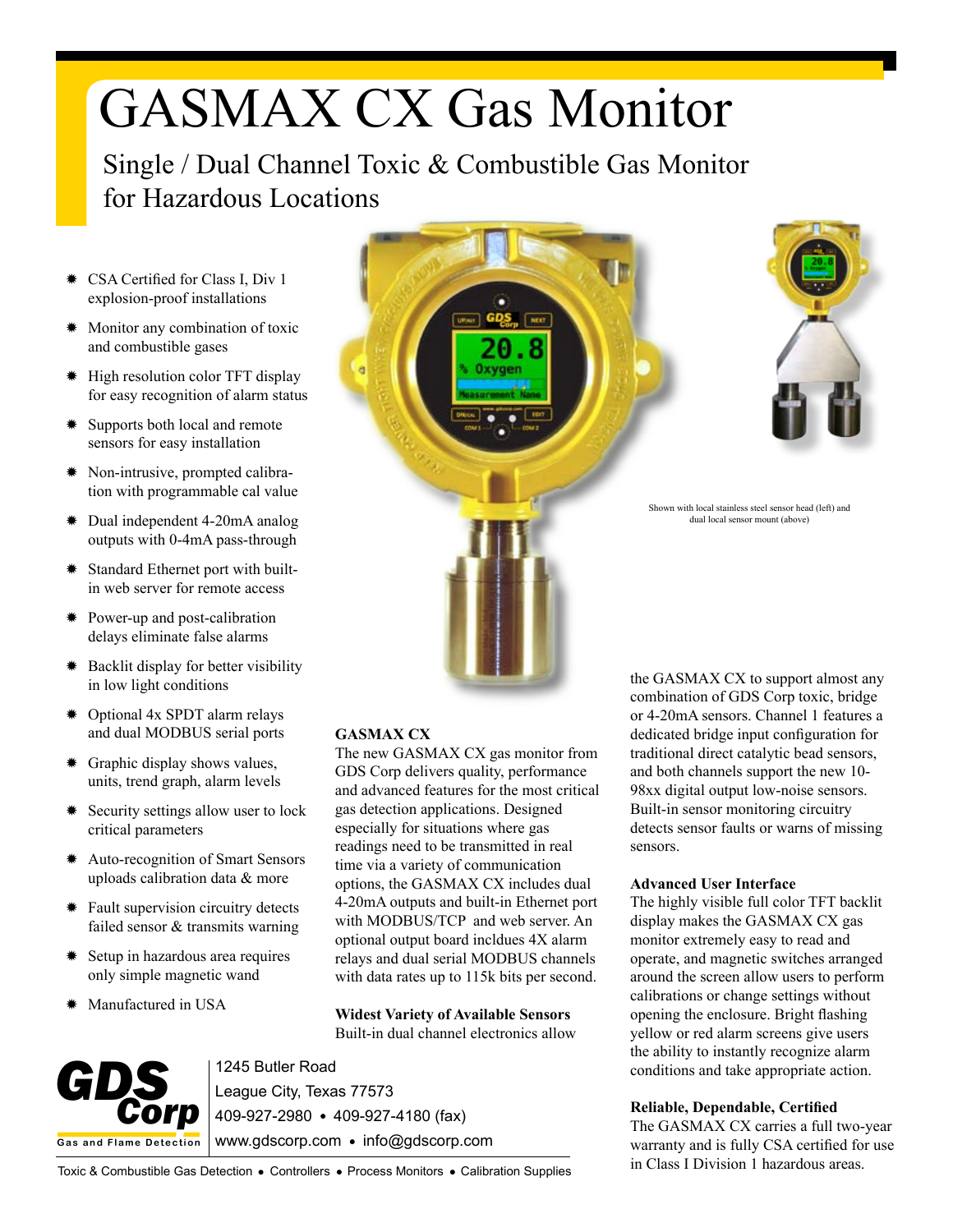# GASMAX CX Gas Monitor

## Single / Dual Channel Toxic & Combustible Gas Monitor for Hazardous Locations

- CSA Certified for Class I, Div 1 explosion-proof installations
- Monitor any combination of toxic and combustible gases
- High resolution color TFT display for easy recognition of alarm status
- Supports both local and remote sensors for easy installation
- Non-intrusive, prompted calibration with programmable cal value
- Dual independent 4-20mA analog outputs with 0-4mA pass-through
- Standard Ethernet port with built-in web server for remote access
- Power-up and post-calibration delays eliminate false alarms
- Backlit display for better visibility in low light conditions
- Optional 4x SPDT alarm relays and dual MODBUS serial ports
- Graphic display shows values, units, trend graph, alarm levels
- Security settings allow user to lock critical parameters
- Auto-recognition of Smart Sensors uploads calibration data & more
- Fault supervision circuitry detects failed sensor & transmits warning
- Setup in hazardous area requires only simple magnetic wand
- Manufactured in USA

Shown with local stainless steel sensor head (left) and dual local sensor mount (above)

### GASMAX CX

The new GASMAX CX gas monitor from GDS Corp delivers quality, performance and advanced features for the most critical gas detection applications. Designed especially for situations where gas readings need to be transmitted in real time via a variety of communication options, the GASMAX CX includes dual 4-20mA outputs and built-in Ethernet port with MODBUS/TCP and web server. An optional output board incldues 4X alarm relays and dual serial MODBUS channels with data rates up to 115k bits per second.

### Widest Variety of Available Sensors

Built-in dual channel electronics allow the GASMAX CX to support almost any combination of GDS Corp toxic, bridge or 4-20mA sensors. Channel 1 features a dedicated bridge input configuration for traditional direct catalytic bead sensors, and both channels support the new 10-98xx digital output low-noise sensors. Built-in sensor monitoring circuitry detects sensor faults or warns of missing sensors.

### Advanced User Interface

The highly visible full color TFT backlit display makes the GASMAX CX gas monitor extremely easy to read and operate, and magnetic switches arranged around the screen allow users to perform calibrations or change settings without opening the enclosure. Bright flashing yellow or red alarm screens give users the ability to instantly recognize alarm conditions and take appropriate action.

### Reliable, Dependable, Certified

The GASMAX CX carries a full two-year warranty and is fully CSA certified for use in Class I Division 1 hazardous areas.

**GDS Corp**
Gas and Flame Detection

1245 Butler Road
League City, Texas 77573
409-927-2980 • 409-927-4180 (fax)
www.gdscorp.com • info@gdscorp.com

Toxic & Combustible Gas Detection • Controllers • Process Monitors • Calibration Supplies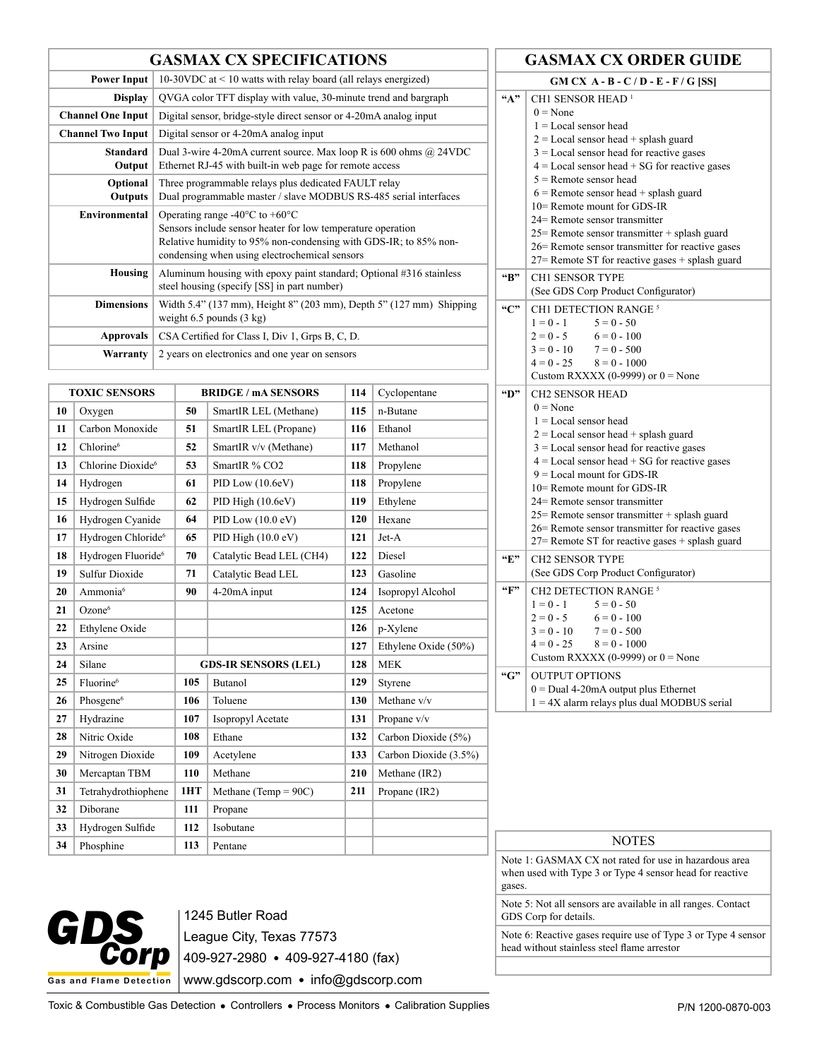## GASMAX CX SPECIFICATIONS

| | |
|---|---|
| **Power Input** | 10-30VDC at < 10 watts with relay board (all relays energized) |
| **Display** | QVGA color TFT display with value, 30-minute trend and bargraph |
| **Channel One Input** | Digital sensor, bridge-style direct sensor or 4-20mA analog input |
| **Channel Two Input** | Digital sensor or 4-20mA analog input |
| **Standard Output** | Dual 3-wire 4-20mA current source. Max loop R is 600 ohms @ 24VDC<br>Ethernet RJ-45 with built-in web page for remote access |
| **Optional Outputs** | Three programmable relays plus dedicated FAULT relay<br>Dual programmable master / slave MODBUS RS-485 serial interfaces |
| **Environmental** | Operating range -40°C to +60°C<br>Sensors include sensor heater for low temperature operation<br>Relative humidity to 95% non-condensing with GDS-IR; to 85% non-condensing when using electrochemical sensors |
| **Housing** | Aluminum housing with epoxy paint standard; Optional #316 stainless steel housing (specify [SS] in part number) |
| **Dimensions** | Width 5.4" (137 mm), Height 8" (203 mm), Depth 5" (127 mm) Shipping weight 6.5 pounds (3 kg) |
| **Approvals** | CSA Certified for Class I, Div 1, Grps B, C, D. |
| **Warranty** | 2 years on electronics and one year on sensors |

| TOXIC SENSORS | | BRIDGE / mA SENSORS | | 114 | Cyclopentane |
|---|---|---|---|---|---|
| 10 | Oxygen | 50 | SmartIR LEL (Methane) | 115 | n-Butane |
| 11 | Carbon Monoxide | 51 | SmartIR LEL (Propane) | 116 | Ethanol |
| 12 | Chlorine[6] | 52 | SmartIR v/v (Methane) | 117 | Methanol |
| 13 | Chlorine Dioxide[6] | 53 | SmartIR % CO2 | 118 | Propylene |
| 14 | Hydrogen | 61 | PID Low (10.6eV) | 118 | Propylene |
| 15 | Hydrogen Sulfide | 62 | PID High (10.6eV) | 119 | Ethylene |
| 16 | Hydrogen Cyanide | 64 | PID Low (10.0 eV) | 120 | Hexane |
| 17 | Hydrogen Chloride[6] | 65 | PID High (10.0 eV) | 121 | Jet-A |
| 18 | Hydrogen Fluoride[6] | 70 | Catalytic Bead LEL (CH4) | 122 | Diesel |
| 19 | Sulfur Dioxide | 71 | Catalytic Bead LEL | 123 | Gasoline |
| 20 | Ammonia[6] | 90 | 4-20mA input | 124 | Isopropyl Alcohol |
| 21 | Ozone[6] | | | 125 | Acetone |
| 22 | Ethylene Oxide | | | 126 | p-Xylene |
| 23 | Arsine | | | 127 | Ethylene Oxide (50%) |
| 24 | Silane | GDS-IR SENSORS (LEL) | | 128 | MEK |
| 25 | Fluorine[6] | 105 | Butanol | 129 | Styrene |
| 26 | Phosgene[6] | 106 | Toluene | 130 | Methane v/v |
| 27 | Hydrazine | 107 | Isopropyl Acetate | 131 | Propane v/v |
| 28 | Nitric Oxide | 108 | Ethane | 132 | Carbon Dioxide (5%) |
| 29 | Nitrogen Dioxide | 109 | Acetylene | 133 | Carbon Dioxide (3.5%) |
| 30 | Mercaptan TBM | 110 | Methane | 210 | Methane (IR2) |
| 31 | Tetrahydrothiophene | 1HT | Methane (Temp = 90C) | 211 | Propane (IR2) |
| 32 | Diborane | 111 | Propane | | |
| 33 | Hydrogen Sulfide | 112 | Isobutane | | |
| 34 | Phosphine | 113 | Pentane | | |

## GASMAX CX ORDER GUIDE

**GM CX A - B - C / D - E - F / G [SS]**

| | |
|---|---|
| "A" | CH1 SENSOR HEAD [1]<br>0 = None<br>1 = Local sensor head<br>2 = Local sensor head + splash guard<br>3 = Local sensor head for reactive gases<br>4 = Local sensor head + SG for reactive gases<br>5 = Remote sensor head<br>6 = Remote sensor head + splash guard<br>10= Remote mount for GDS-IR<br>24= Remote sensor transmitter<br>25= Remote sensor transmitter + splash guard<br>26= Remote sensor transmitter for reactive gases<br>27= Remote ST for reactive gases + splash guard |
| "B" | CH1 SENSOR TYPE<br>(See GDS Corp Product Configurator) |
| "C" | CH1 DETECTION RANGE [5]<br>1 = 0 - 1 &nbsp;&nbsp; 5 = 0 - 50<br>2 = 0 - 5 &nbsp;&nbsp; 6 = 0 - 100<br>3 = 0 - 10 &nbsp;&nbsp; 7 = 0 - 500<br>4 = 0 - 25 &nbsp;&nbsp; 8 = 0 - 1000<br>Custom RXXXX (0-9999) or 0 = None |
| "D" | CH2 SENSOR HEAD<br>0 = None<br>1 = Local sensor head<br>2 = Local sensor head + splash guard<br>3 = Local sensor head for reactive gases<br>4 = Local sensor head + SG for reactive gases<br>9 = Local mount for GDS-IR<br>10= Remote mount for GDS-IR<br>24= Remote sensor transmitter<br>25= Remote sensor transmitter + splash guard<br>26= Remote sensor transmitter for reactive gases<br>27= Remote ST for reactive gases + splash guard |
| "E" | CH2 SENSOR TYPE<br>(See GDS Corp Product Configurator) |
| "F" | CH2 DETECTION RANGE [5]<br>1 = 0 - 1 &nbsp;&nbsp; 5 = 0 - 50<br>2 = 0 - 5 &nbsp;&nbsp; 6 = 0 - 100<br>3 = 0 - 10 &nbsp;&nbsp; 7 = 0 - 500<br>4 = 0 - 25 &nbsp;&nbsp; 8 = 0 - 1000<br>Custom RXXXX (0-9999) or 0 = None |
| "G" | OUTPUT OPTIONS<br>0 = Dual 4-20mA output plus Ethernet<br>1 = 4X alarm relays plus dual MODBUS serial |

### NOTES

Note 1: GASMAX CX not rated for use in hazardous area when used with Type 3 or Type 4 sensor head for reactive gases.

Note 5: Not all sensors are available in all ranges. Contact GDS Corp for details.

Note 6: Reactive gases require use of Type 3 or Type 4 sensor head without stainless steel flame arrestor

GDS Corp
Gas and Flame Detection

1245 Butler Road
League City, Texas 77573
409-927-2980 • 409-927-4180 (fax)
www.gdscorp.com • info@gdscorp.com

Toxic & Combustible Gas Detection • Controllers • Process Monitors • Calibration Supplies

P/N 1200-0870-003